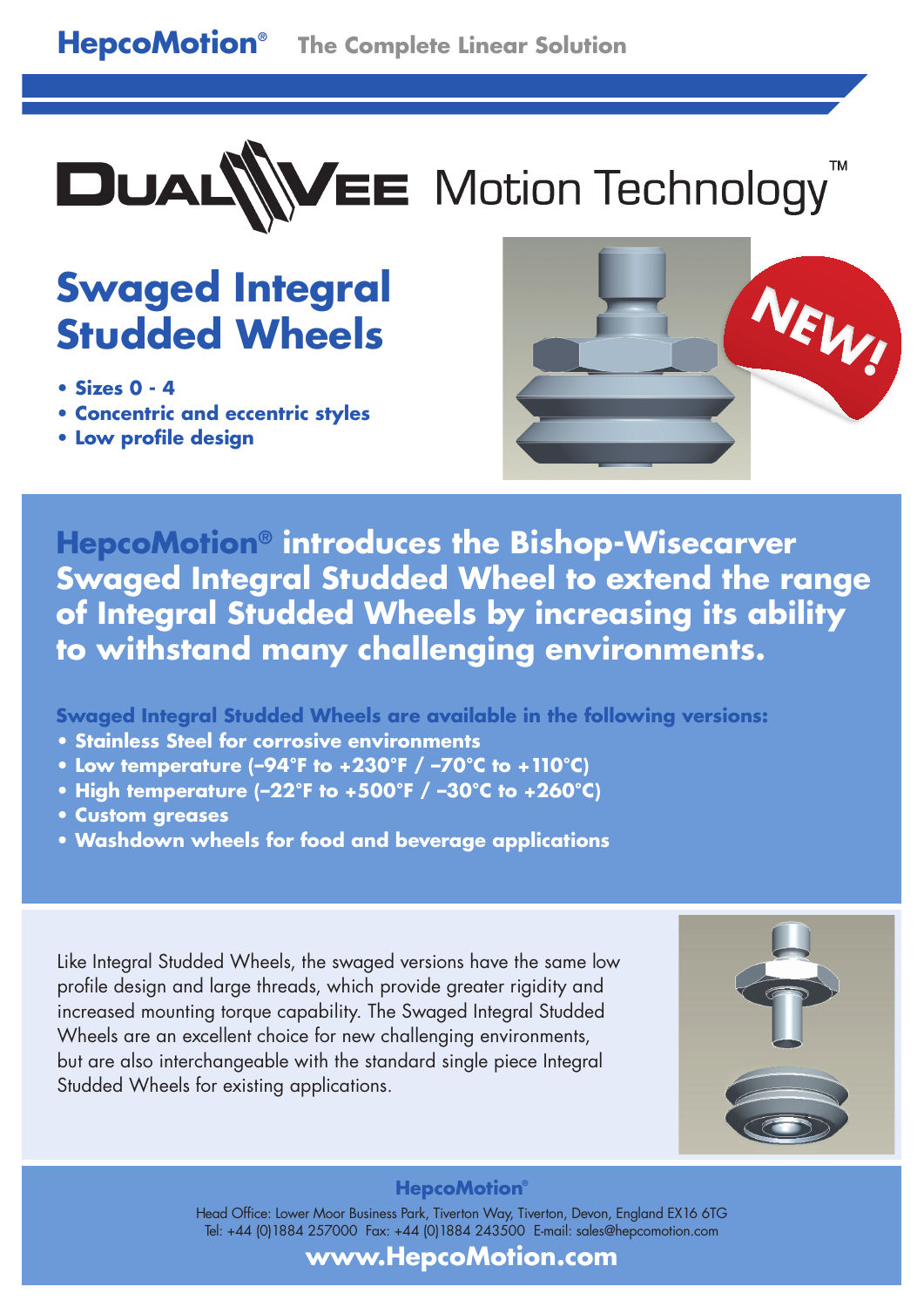HepcoMotion® The Complete Linear Solution

DualVee Motion Technology™

# Swaged Integral Studded Wheels

- **Sizes 0 - 4**
- **Concentric and eccentric styles**
- **Low profile design**

NEW!

## HepcoMotion® introduces the Bishop-Wisecarver Swaged Integral Studded Wheel to extend the range of Integral Studded Wheels by increasing its ability to withstand many challenging environments.

**Swaged Integral Studded Wheels are available in the following versions:**

- **Stainless Steel for corrosive environments**
- **Low temperature (–94°F to +230°F / –70°C to +110°C)**
- **High temperature (–22°F to +500°F / –30°C to +260°C)**
- **Custom greases**
- **Washdown wheels for food and beverage applications**

Like Integral Studded Wheels, the swaged versions have the same low profile design and large threads, which provide greater rigidity and increased mounting torque capability. The Swaged Integral Studded Wheels are an excellent choice for new challenging environments, but are also interchangeable with the standard single piece Integral Studded Wheels for existing applications.

**HepcoMotion®**

Head Office: Lower Moor Business Park, Tiverton Way, Tiverton, Devon, England EX16 6TG
Tel: +44 (0)1884 257000 Fax: +44 (0)1884 243500 E-mail: sales@hepcomotion.com

**www.HepcoMotion.com**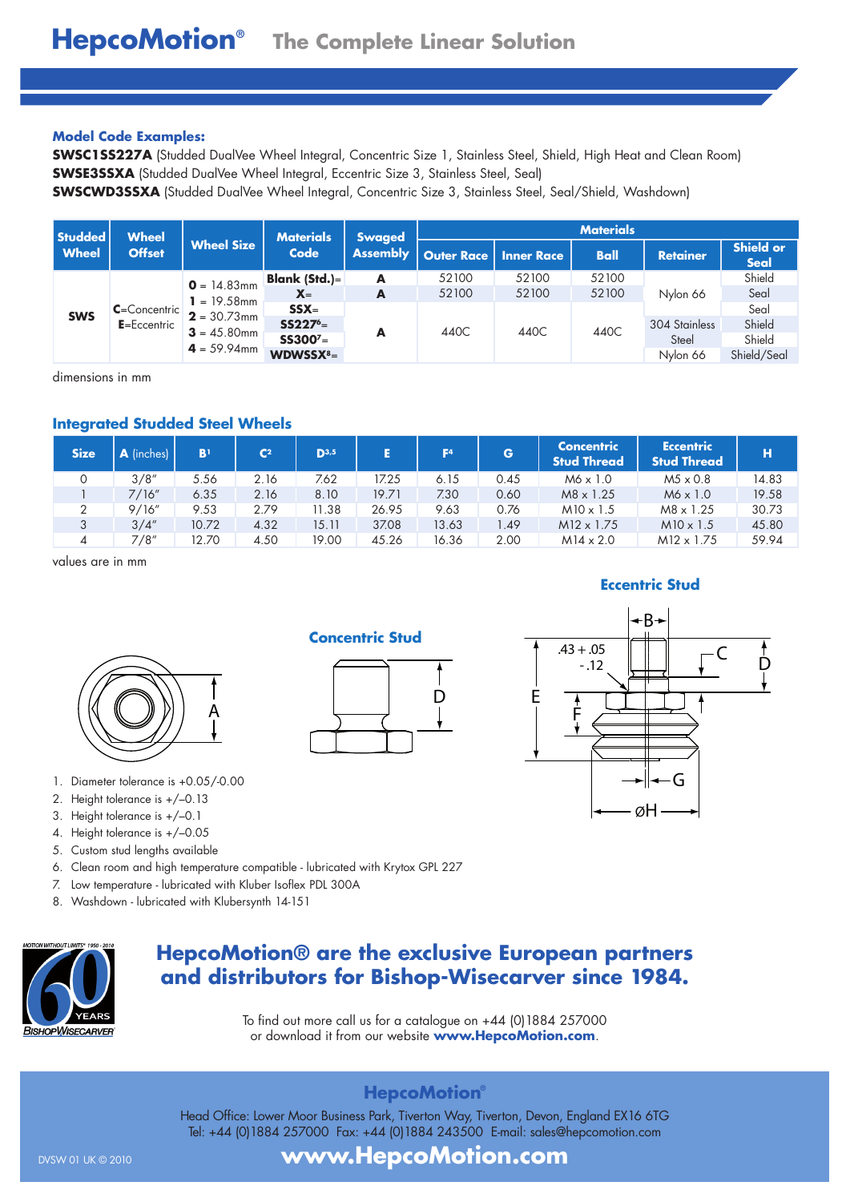## Model Code Examples:

**SWSC1SS227A** (Studded DualVee Wheel Integral, Concentric Size 1, Stainless Steel, Shield, High Heat and Clean Room)
**SWSE3SSXA** (Studded DualVee Wheel Integral, Eccentric Size 3, Stainless Steel, Seal)
**SWSCWD3SSXA** (Studded DualVee Wheel Integral, Concentric Size 3, Stainless Steel, Seal/Shield, Washdown)

| Studded Wheel | Wheel Offset | Wheel Size | Materials Code | Swaged Assembly | Materials | | | | |
|---|---|---|---|---|---|---|---|---|---|
| | | | | | Outer Race | Inner Race | Ball | Retainer | Shield or Seal |
| SWS | C=Concentric E=Eccentric | 0 = 14.83mm 1 = 19.58mm 2 = 30.73mm 3 = 45.80mm 4 = 59.94mm | **Blank (Std.)**= | A | 52100 | 52100 | 52100 | Nylon 66 | Shield |
| | | | **X**= | A | 52100 | 52100 | 52100 | | Seal |
| | | | **SSX**= | A | 440C | 440C | 440C | | Seal |
| | | | **SS227**[6]= | | | | | 304 Stainless Steel | Shield |
| | | | **SS300**[7]= | | | | | | Shield |
| | | | **WDWSSX**[8]= | | | | | Nylon 66 | Shield/Seal |

dimensions in mm

## Integrated Studded Steel Wheels

| Size | A (inches) | B[1] | C[2] | D[3,5] | E | F[4] | G | Concentric Stud Thread | Eccentric Stud Thread | H |
|---|---|---|---|---|---|---|---|---|---|---|
| 0 | 3/8" | 5.56 | 2.16 | 7.62 | 17.25 | 6.15 | 0.45 | M6 x 1.0 | M5 x 0.8 | 14.83 |
| 1 | 7/16" | 6.35 | 2.16 | 8.10 | 19.71 | 7.30 | 0.60 | M8 x 1.25 | M6 x 1.0 | 19.58 |
| 2 | 9/16" | 9.53 | 2.79 | 11.38 | 26.95 | 9.63 | 0.76 | M10 x 1.5 | M8 x 1.25 | 30.73 |
| 3 | 3/4" | 10.72 | 4.32 | 15.11 | 37.08 | 13.63 | 1.49 | M12 x 1.75 | M10 x 1.5 | 45.80 |
| 4 | 7/8" | 12.70 | 4.50 | 19.00 | 45.26 | 16.36 | 2.00 | M14 x 2.0 | M12 x 1.75 | 59.94 |

values are in mm

Concentric Stud

Eccentric Stud

A
D
E
F
B
C
G
øH
.43 + .05
- .12

1. Diameter tolerance is +0.05/-0.00
2. Height tolerance is +/−0.13
3. Height tolerance is +/−0.1
4. Height tolerance is +/−0.05
5. Custom stud lengths available
6. Clean room and high temperature compatible - lubricated with Krytox GPL 227
7. Low temperature - lubricated with Kluber Isoflex PDL 300A
8. Washdown - lubricated with Klubersynth 14-151

MOTION WITHOUT LIMITS® 1950 - 2010
60 YEARS
BISHOPWISECARVER®

## HepcoMotion® are the exclusive European partners and distributors for Bishop-Wisecarver since 1984.

To find out more call us for a catalogue on +44 (0)1884 257000
or download it from our website **www.HepcoMotion.com**.

**HepcoMotion®**

Head Office: Lower Moor Business Park, Tiverton Way, Tiverton, Devon, England EX16 6TG
Tel: +44 (0)1884 257000 Fax: +44 (0)1884 243500 E-mail: sales@hepcomotion.com

**www.HepcoMotion.com**

DVSW 01 UK © 2010